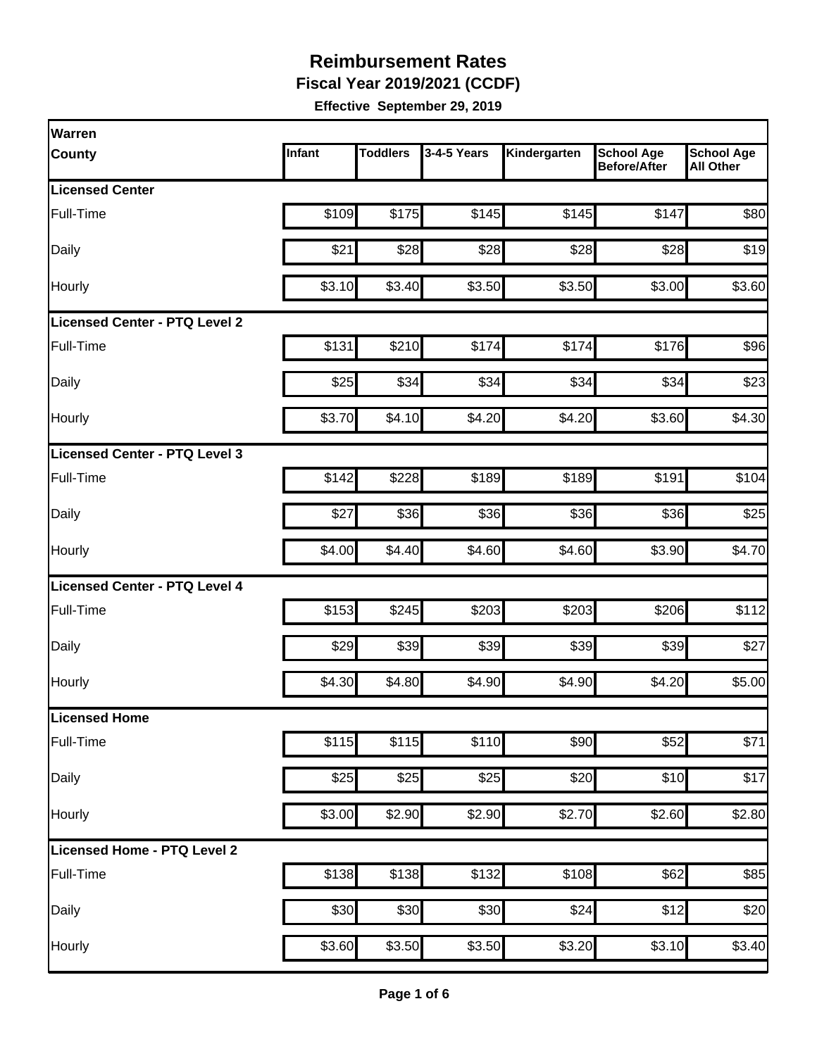# Reimbursement Rates

## Fiscal Year 2019/2021 (CCDF)

**Effective September 29, 2019**

| Warren County | Infant | Toddlers | 3-4-5 Years | Kindergarten | School Age Before/After | School Age All Other |
|---|---|---|---|---|---|---|
| **Licensed Center** | | | | | | |
| Full-Time | $109 | $175 | $145 | $145 | $147 | $80 |
| Daily | $21 | $28 | $28 | $28 | $28 | $19 |
| Hourly | $3.10 | $3.40 | $3.50 | $3.50 | $3.00 | $3.60 |
| **Licensed Center - PTQ Level 2** | | | | | | |
| Full-Time | $131 | $210 | $174 | $174 | $176 | $96 |
| Daily | $25 | $34 | $34 | $34 | $34 | $23 |
| Hourly | $3.70 | $4.10 | $4.20 | $4.20 | $3.60 | $4.30 |
| **Licensed Center - PTQ Level 3** | | | | | | |
| Full-Time | $142 | $228 | $189 | $189 | $191 | $104 |
| Daily | $27 | $36 | $36 | $36 | $36 | $25 |
| Hourly | $4.00 | $4.40 | $4.60 | $4.60 | $3.90 | $4.70 |
| **Licensed Center - PTQ Level 4** | | | | | | |
| Full-Time | $153 | $245 | $203 | $203 | $206 | $112 |
| Daily | $29 | $39 | $39 | $39 | $39 | $27 |
| Hourly | $4.30 | $4.80 | $4.90 | $4.90 | $4.20 | $5.00 |
| **Licensed Home** | | | | | | |
| Full-Time | $115 | $115 | $110 | $90 | $52 | $71 |
| Daily | $25 | $25 | $25 | $20 | $10 | $17 |
| Hourly | $3.00 | $2.90 | $2.90 | $2.70 | $2.60 | $2.80 |
| **Licensed Home - PTQ Level 2** | | | | | | |
| Full-Time | $138 | $138 | $132 | $108 | $62 | $85 |
| Daily | $30 | $30 | $30 | $24 | $12 | $20 |
| Hourly | $3.60 | $3.50 | $3.50 | $3.20 | $3.10 | $3.40 |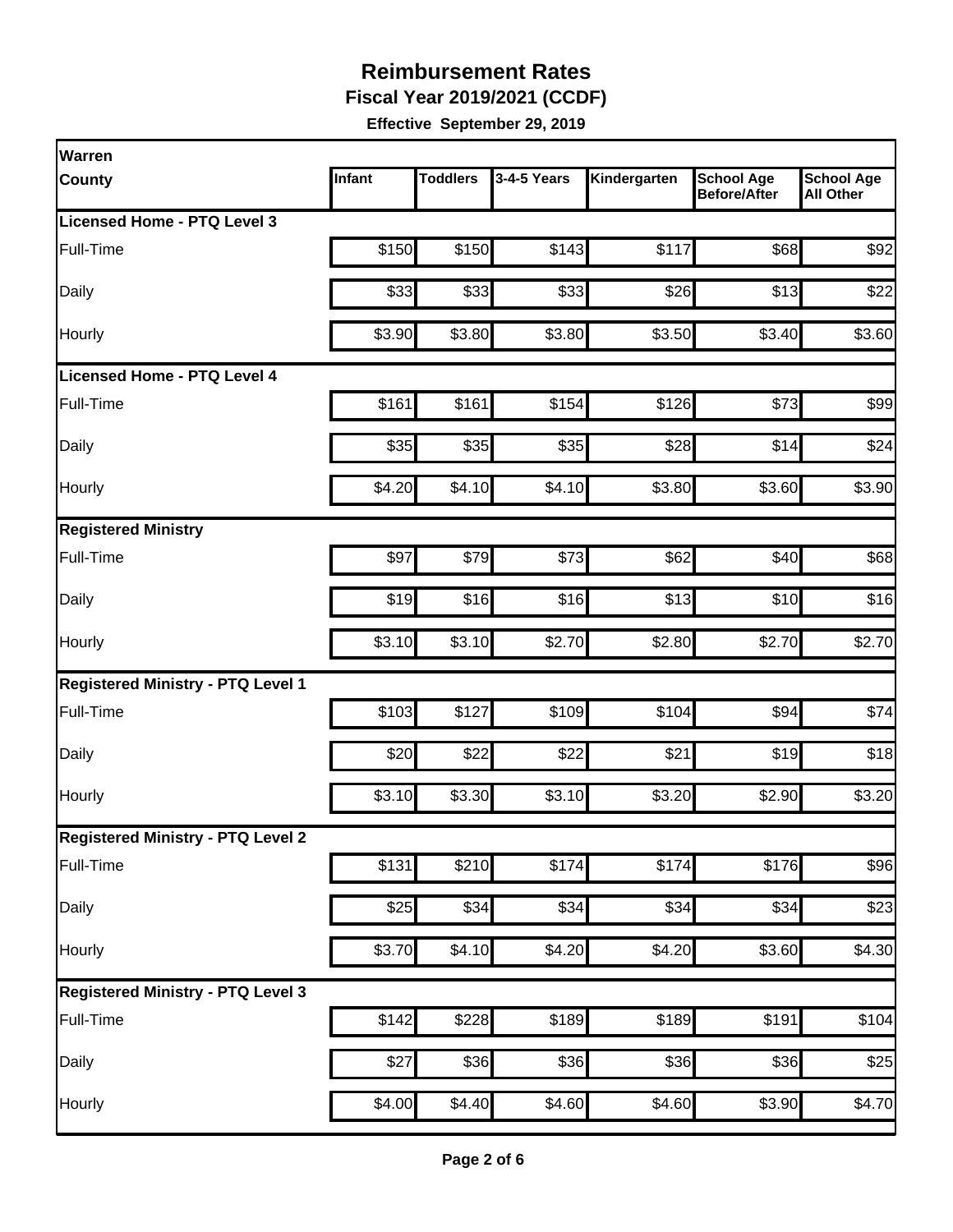# Reimbursement Rates

**Fiscal Year 2019/2021 (CCDF)**

**Effective September 29, 2019**

| Warren County | Infant | Toddlers | 3-4-5 Years | Kindergarten | School Age Before/After | School Age All Other |
|---|---|---|---|---|---|---|
| **Licensed Home - PTQ Level 3** | | | | | | |
| Full-Time | $150 | $150 | $143 | $117 | $68 | $92 |
| Daily | $33 | $33 | $33 | $26 | $13 | $22 |
| Hourly | $3.90 | $3.80 | $3.80 | $3.50 | $3.40 | $3.60 |
| **Licensed Home - PTQ Level 4** | | | | | | |
| Full-Time | $161 | $161 | $154 | $126 | $73 | $99 |
| Daily | $35 | $35 | $35 | $28 | $14 | $24 |
| Hourly | $4.20 | $4.10 | $4.10 | $3.80 | $3.60 | $3.90 |
| **Registered Ministry** | | | | | | |
| Full-Time | $97 | $79 | $73 | $62 | $40 | $68 |
| Daily | $19 | $16 | $16 | $13 | $10 | $16 |
| Hourly | $3.10 | $3.10 | $2.70 | $2.80 | $2.70 | $2.70 |
| **Registered Ministry - PTQ Level 1** | | | | | | |
| Full-Time | $103 | $127 | $109 | $104 | $94 | $74 |
| Daily | $20 | $22 | $22 | $21 | $19 | $18 |
| Hourly | $3.10 | $3.30 | $3.10 | $3.20 | $2.90 | $3.20 |
| **Registered Ministry - PTQ Level 2** | | | | | | |
| Full-Time | $131 | $210 | $174 | $174 | $176 | $96 |
| Daily | $25 | $34 | $34 | $34 | $34 | $23 |
| Hourly | $3.70 | $4.10 | $4.20 | $4.20 | $3.60 | $4.30 |
| **Registered Ministry - PTQ Level 3** | | | | | | |
| Full-Time | $142 | $228 | $189 | $189 | $191 | $104 |
| Daily | $27 | $36 | $36 | $36 | $36 | $25 |
| Hourly | $4.00 | $4.40 | $4.60 | $4.60 | $3.90 | $4.70 |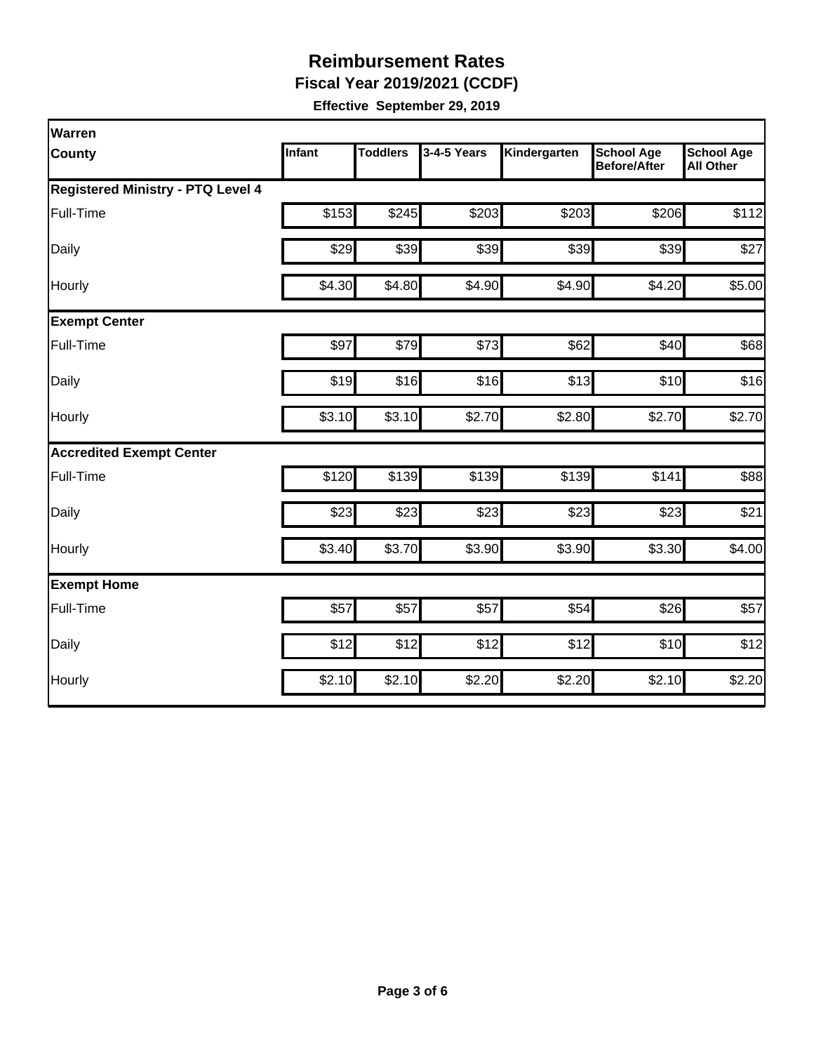# Reimbursement Rates

**Fiscal Year 2019/2021 (CCDF)**

**Effective September 29, 2019**

| Warren County | Infant | Toddlers | 3-4-5 Years | Kindergarten | School Age Before/After | School Age All Other |
|---|---|---|---|---|---|---|
| **Registered Ministry - PTQ Level 4** | | | | | | |
| Full-Time | $153 | $245 | $203 | $203 | $206 | $112 |
| Daily | $29 | $39 | $39 | $39 | $39 | $27 |
| Hourly | $4.30 | $4.80 | $4.90 | $4.90 | $4.20 | $5.00 |
| **Exempt Center** | | | | | | |
| Full-Time | $97 | $79 | $73 | $62 | $40 | $68 |
| Daily | $19 | $16 | $16 | $13 | $10 | $16 |
| Hourly | $3.10 | $3.10 | $2.70 | $2.80 | $2.70 | $2.70 |
| **Accredited Exempt Center** | | | | | | |
| Full-Time | $120 | $139 | $139 | $139 | $141 | $88 |
| Daily | $23 | $23 | $23 | $23 | $23 | $21 |
| Hourly | $3.40 | $3.70 | $3.90 | $3.90 | $3.30 | $4.00 |
| **Exempt Home** | | | | | | |
| Full-Time | $57 | $57 | $57 | $54 | $26 | $57 |
| Daily | $12 | $12 | $12 | $12 | $10 | $12 |
| Hourly | $2.10 | $2.10 | $2.20 | $2.20 | $2.10 | $2.20 |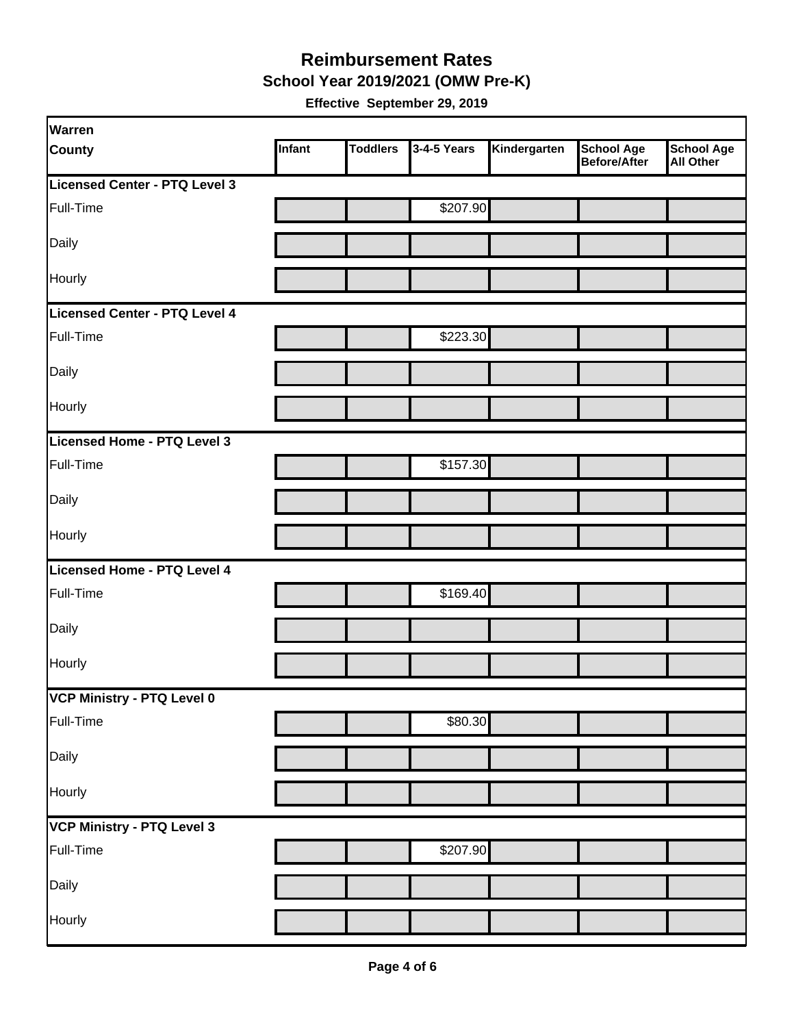# Reimbursement Rates

## School Year 2019/2021 (OMW Pre-K)

**Effective September 29, 2019**

| Warren County | Infant | Toddlers | 3-4-5 Years | Kindergarten | School Age Before/After | School Age All Other |
|---|---|---|---|---|---|---|
| **Licensed Center - PTQ Level 3** | | | | | | |
| Full-Time | | | $207.90 | | | |
| Daily | | | | | | |
| Hourly | | | | | | |
| **Licensed Center - PTQ Level 4** | | | | | | |
| Full-Time | | | $223.30 | | | |
| Daily | | | | | | |
| Hourly | | | | | | |
| **Licensed Home - PTQ Level 3** | | | | | | |
| Full-Time | | | $157.30 | | | |
| Daily | | | | | | |
| Hourly | | | | | | |
| **Licensed Home - PTQ Level 4** | | | | | | |
| Full-Time | | | $169.40 | | | |
| Daily | | | | | | |
| Hourly | | | | | | |
| **VCP Ministry - PTQ Level 0** | | | | | | |
| Full-Time | | | $80.30 | | | |
| Daily | | | | | | |
| Hourly | | | | | | |
| **VCP Ministry - PTQ Level 3** | | | | | | |
| Full-Time | | | $207.90 | | | |
| Daily | | | | | | |
| Hourly | | | | | | |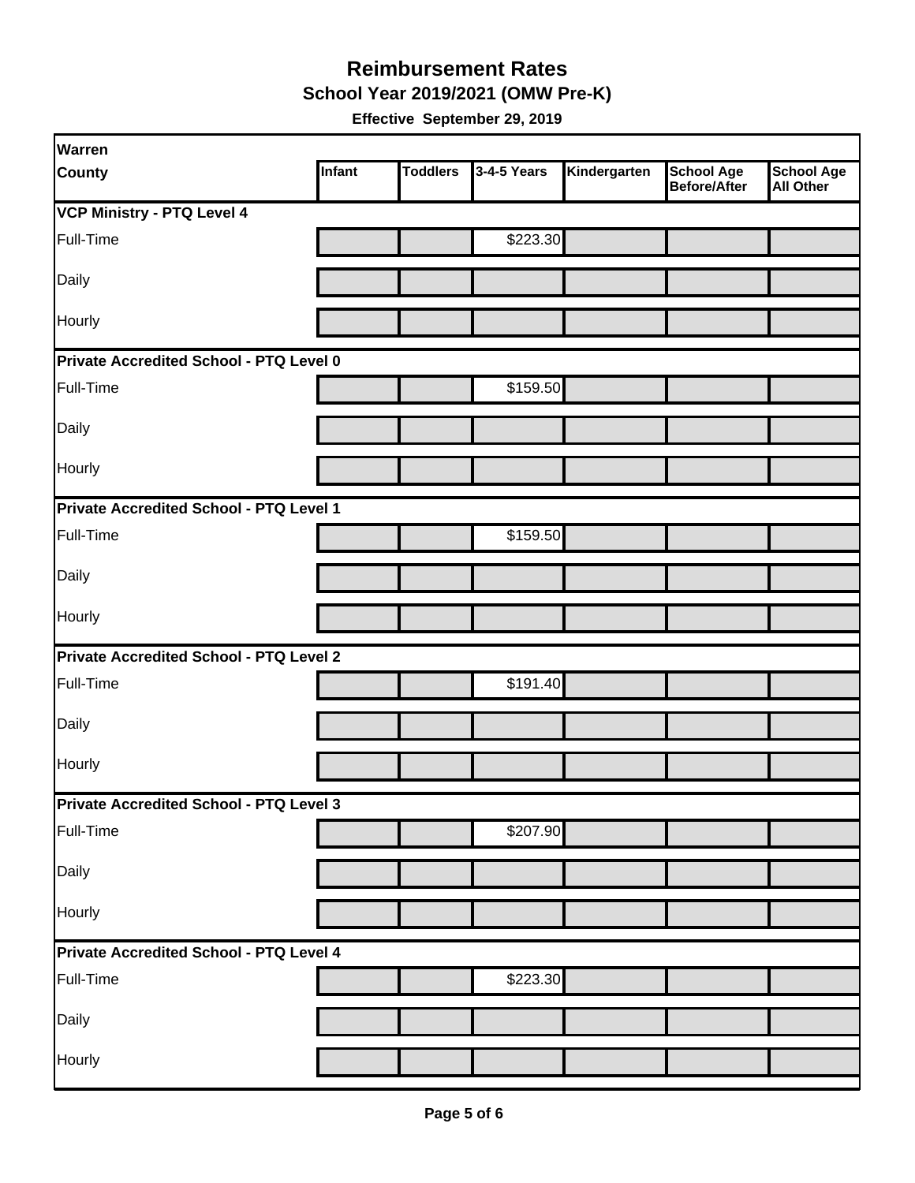# Reimbursement Rates

## School Year 2019/2021 (OMW Pre-K)

**Effective September 29, 2019**

| Warren County | Infant | Toddlers | 3-4-5 Years | Kindergarten | School Age Before/After | School Age All Other |
|---|---|---|---|---|---|---|
| **VCP Ministry - PTQ Level 4** | | | | | | |
| Full-Time | | | $223.30 | | | |
| Daily | | | | | | |
| Hourly | | | | | | |
| **Private Accredited School - PTQ Level 0** | | | | | | |
| Full-Time | | | $159.50 | | | |
| Daily | | | | | | |
| Hourly | | | | | | |
| **Private Accredited School - PTQ Level 1** | | | | | | |
| Full-Time | | | $159.50 | | | |
| Daily | | | | | | |
| Hourly | | | | | | |
| **Private Accredited School - PTQ Level 2** | | | | | | |
| Full-Time | | | $191.40 | | | |
| Daily | | | | | | |
| Hourly | | | | | | |
| **Private Accredited School - PTQ Level 3** | | | | | | |
| Full-Time | | | $207.90 | | | |
| Daily | | | | | | |
| Hourly | | | | | | |
| **Private Accredited School - PTQ Level 4** | | | | | | |
| Full-Time | | | $223.30 | | | |
| Daily | | | | | | |
| Hourly | | | | | | |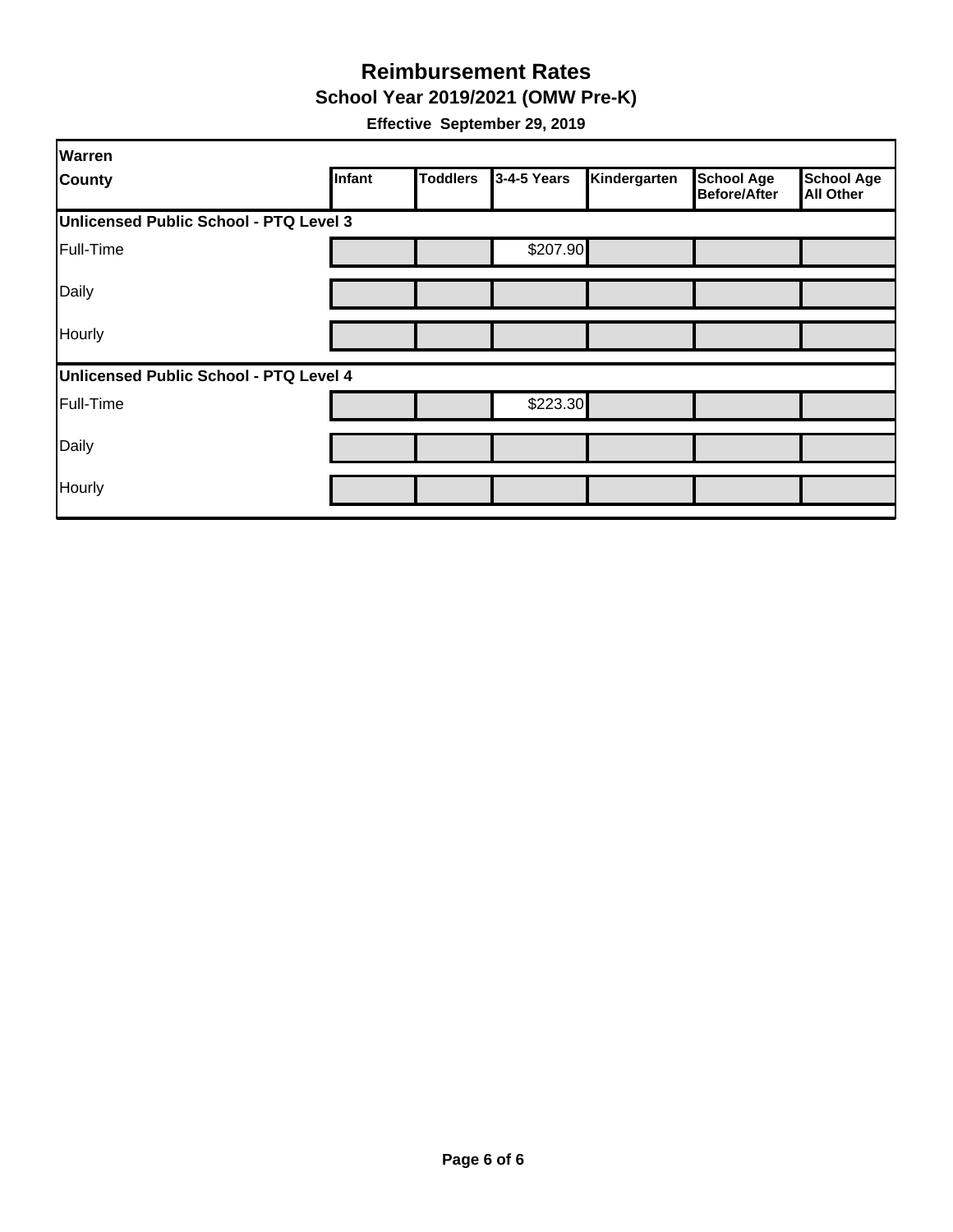# Reimbursement Rates

## School Year 2019/2021 (OMW Pre-K)

**Effective September 29, 2019**

| Warren County | Infant | Toddlers | 3-4-5 Years | Kindergarten | School Age Before/After | School Age All Other |
|---|---|---|---|---|---|---|
| **Unlicensed Public School - PTQ Level 3** | | | | | | |
| Full-Time | | | $207.90 | | | |
| Daily | | | | | | |
| Hourly | | | | | | |
| **Unlicensed Public School - PTQ Level 4** | | | | | | |
| Full-Time | | | $223.30 | | | |
| Daily | | | | | | |
| Hourly | | | | | | |